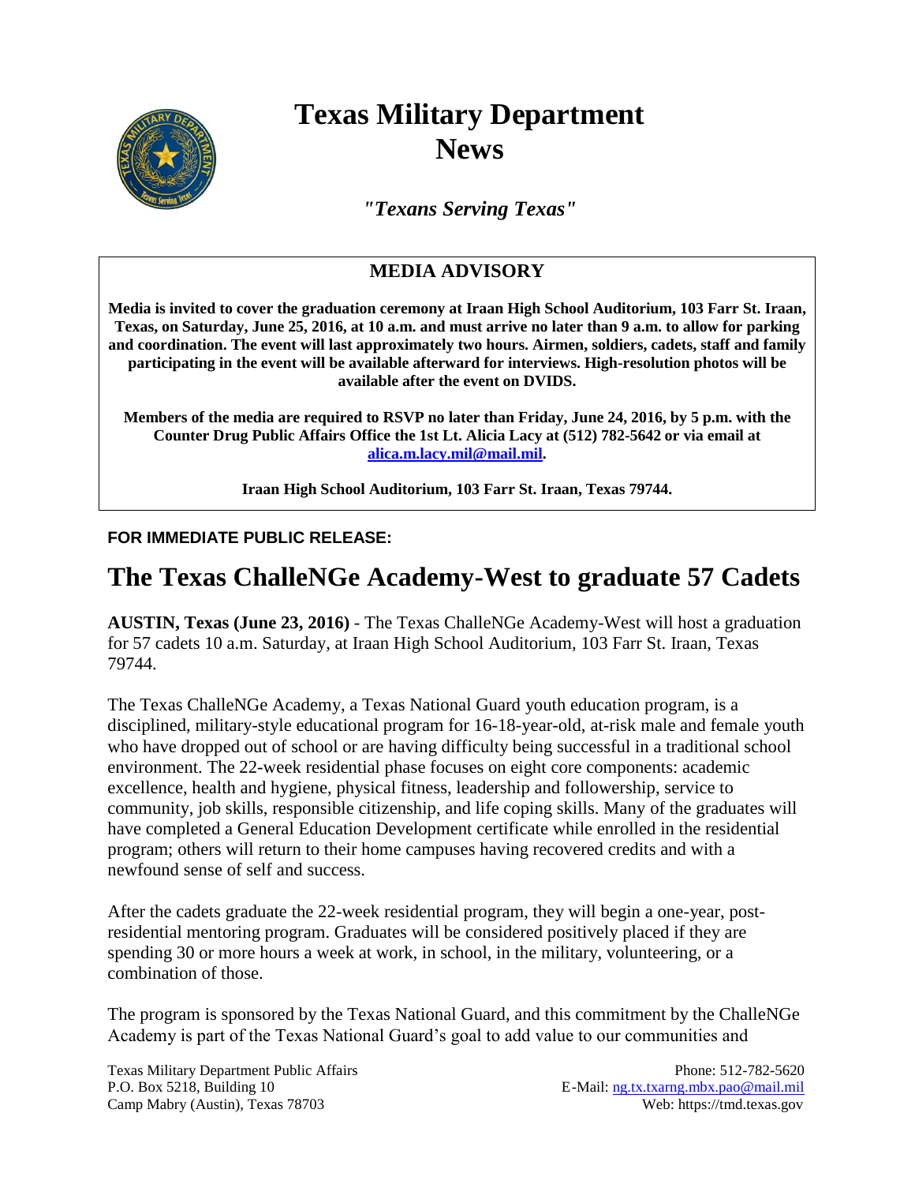# Texas Military Department News

*"Texans Serving Texas"*

## MEDIA ADVISORY

**Media is invited to cover the graduation ceremony at Iraan High School Auditorium, 103 Farr St. Iraan, Texas, on Saturday, June 25, 2016, at 10 a.m. and must arrive no later than 9 a.m. to allow for parking and coordination. The event will last approximately two hours. Airmen, soldiers, cadets, staff and family participating in the event will be available afterward for interviews. High-resolution photos will be available after the event on DVIDS.**

**Members of the media are required to RSVP no later than Friday, June 24, 2016, by 5 p.m. with the Counter Drug Public Affairs Office the 1st Lt. Alicia Lacy at (512) 782-5642 or via email at alica.m.lacy.mil@mail.mil.**

**Iraan High School Auditorium, 103 Farr St. Iraan, Texas 79744.**

**FOR IMMEDIATE PUBLIC RELEASE:**

# The Texas ChalleNGe Academy-West to graduate 57 Cadets

**AUSTIN, Texas (June 23, 2016)** - The Texas ChalleNGe Academy-West will host a graduation for 57 cadets 10 a.m. Saturday, at Iraan High School Auditorium, 103 Farr St. Iraan, Texas 79744.

The Texas ChalleNGe Academy, a Texas National Guard youth education program, is a disciplined, military-style educational program for 16-18-year-old, at-risk male and female youth who have dropped out of school or are having difficulty being successful in a traditional school environment. The 22-week residential phase focuses on eight core components: academic excellence, health and hygiene, physical fitness, leadership and followership, service to community, job skills, responsible citizenship, and life coping skills. Many of the graduates will have completed a General Education Development certificate while enrolled in the residential program; others will return to their home campuses having recovered credits and with a newfound sense of self and success.

After the cadets graduate the 22-week residential program, they will begin a one-year, post-residential mentoring program. Graduates will be considered positively placed if they are spending 30 or more hours a week at work, in school, in the military, volunteering, or a combination of those.

The program is sponsored by the Texas National Guard, and this commitment by the ChalleNGe Academy is part of the Texas National Guard's goal to add value to our communities and

Texas Military Department Public Affairs
P.O. Box 5218, Building 10
Camp Mabry (Austin), Texas 78703

Phone: 512-782-5620
E-Mail: ng.tx.txarng.mbx.pao@mail.mil
Web: https://tmd.texas.gov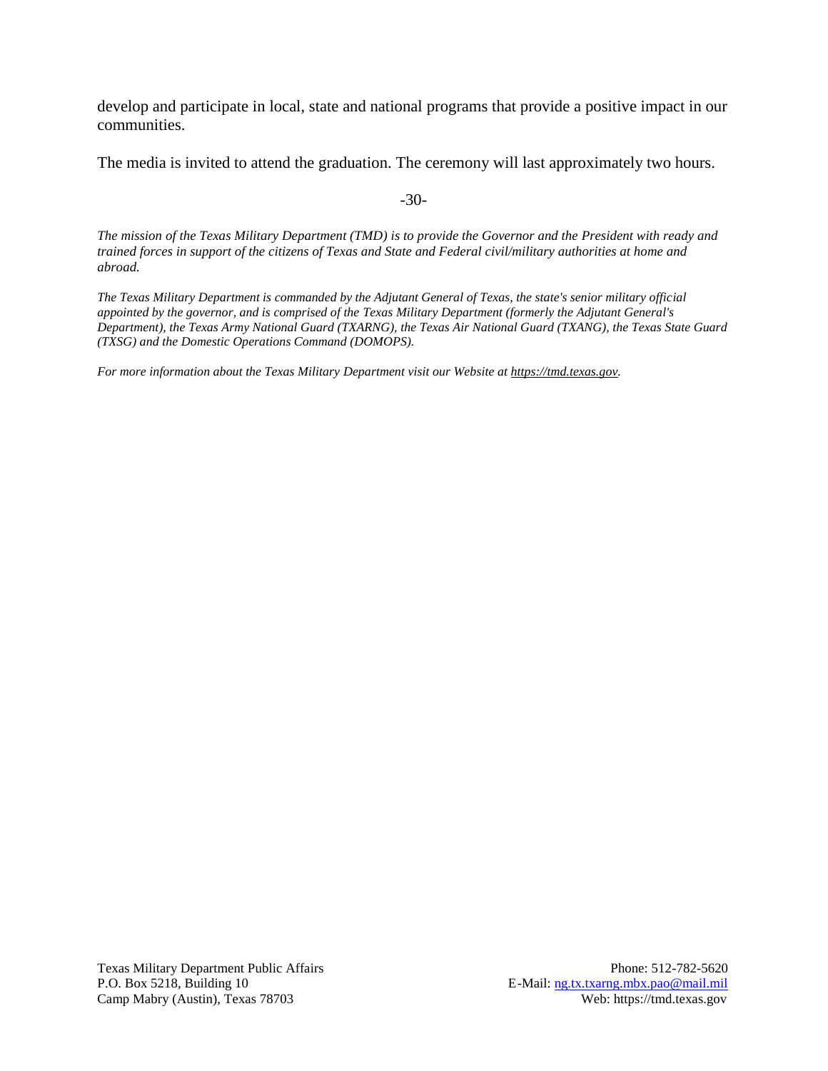develop and participate in local, state and national programs that provide a positive impact in our communities.

The media is invited to attend the graduation. The ceremony will last approximately two hours.

-30-

*The mission of the Texas Military Department (TMD) is to provide the Governor and the President with ready and trained forces in support of the citizens of Texas and State and Federal civil/military authorities at home and abroad.*

*The Texas Military Department is commanded by the Adjutant General of Texas, the state's senior military official appointed by the governor, and is comprised of the Texas Military Department (formerly the Adjutant General's Department), the Texas Army National Guard (TXARNG), the Texas Air National Guard (TXANG), the Texas State Guard (TXSG) and the Domestic Operations Command (DOMOPS).*

*For more information about the Texas Military Department visit our Website at https://tmd.texas.gov.*

Texas Military Department Public Affairs
P.O. Box 5218, Building 10
Camp Mabry (Austin), Texas 78703

Phone: 512-782-5620
E-Mail: ng.tx.txarng.mbx.pao@mail.mil
Web: https://tmd.texas.gov